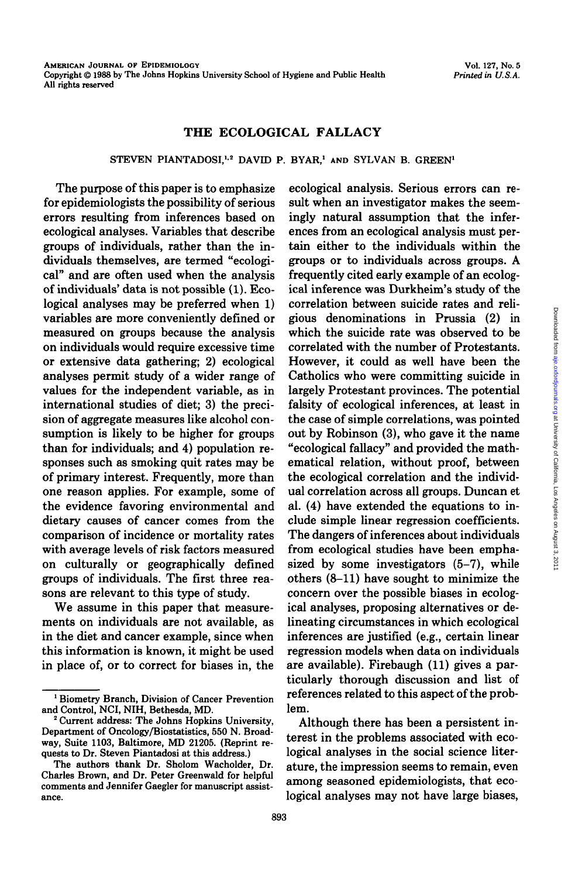# THE ECOLOGICAL FALLACY

STEVEN PIANTADOSI,[1,2] DAVID P. BYAR,[1] AND SYLVAN B. GREEN[1]

The purpose of this paper is to emphasize for epidemiologists the possibility of serious errors resulting from inferences based on ecological analyses. Variables that describe groups of individuals, rather than the individuals themselves, are termed "ecological" and are often used when the analysis of individuals' data is not possible (1). Ecological analyses may be preferred when 1) variables are more conveniently defined or measured on groups because the analysis on individuals would require excessive time or extensive data gathering; 2) ecological analyses permit study of a wider range of values for the independent variable, as in international studies of diet; 3) the precision of aggregate measures like alcohol consumption is likely to be higher for groups than for individuals; and 4) population responses such as smoking quit rates may be of primary interest. Frequently, more than one reason applies. For example, some of the evidence favoring environmental and dietary causes of cancer comes from the comparison of incidence or mortality rates with average levels of risk factors measured on culturally or geographically defined groups of individuals. The first three reasons are relevant to this type of study.

We assume in this paper that measurements on individuals are not available, as in the diet and cancer example, since when this information is known, it might be used in place of, or to correct for biases in, the ecological analysis. Serious errors can result when an investigator makes the seemingly natural assumption that the inferences from an ecological analysis must pertain either to the individuals within the groups or to individuals across groups. A frequently cited early example of an ecological inference was Durkheim's study of the correlation between suicide rates and religious denominations in Prussia (2) in which the suicide rate was observed to be correlated with the number of Protestants. However, it could as well have been the Catholics who were committing suicide in largely Protestant provinces. The potential falsity of ecological inferences, at least in the case of simple correlations, was pointed out by Robinson (3), who gave it the name "ecological fallacy" and provided the mathematical relation, without proof, between the ecological correlation and the individual correlation across all groups. Duncan et al. (4) have extended the equations to include simple linear regression coefficients. The dangers of inferences about individuals from ecological studies have been emphasized by some investigators (5–7), while others (8–11) have sought to minimize the concern over the possible biases in ecological analyses, proposing alternatives or delineating circumstances in which ecological inferences are justified (e.g., certain linear regression models when data on individuals are available). Firebaugh (11) gives a particularly thorough discussion and list of references related to this aspect of the problem.

Although there has been a persistent interest in the problems associated with ecological analyses in the social science literature, the impression seems to remain, even among seasoned epidemiologists, that ecological analyses may not have large biases,

---

[1] Biometry Branch, Division of Cancer Prevention and Control, NCI, NIH, Bethesda, MD.

[2] Current address: The Johns Hopkins University, Department of Oncology/Biostatistics, 550 N. Broadway, Suite 1103, Baltimore, MD 21205. (Reprint requests to Dr. Steven Piantadosi at this address.)

The authors thank Dr. Sholom Wacholder, Dr. Charles Brown, and Dr. Peter Greenwald for helpful comments and Jennifer Gaegler for manuscript assistance.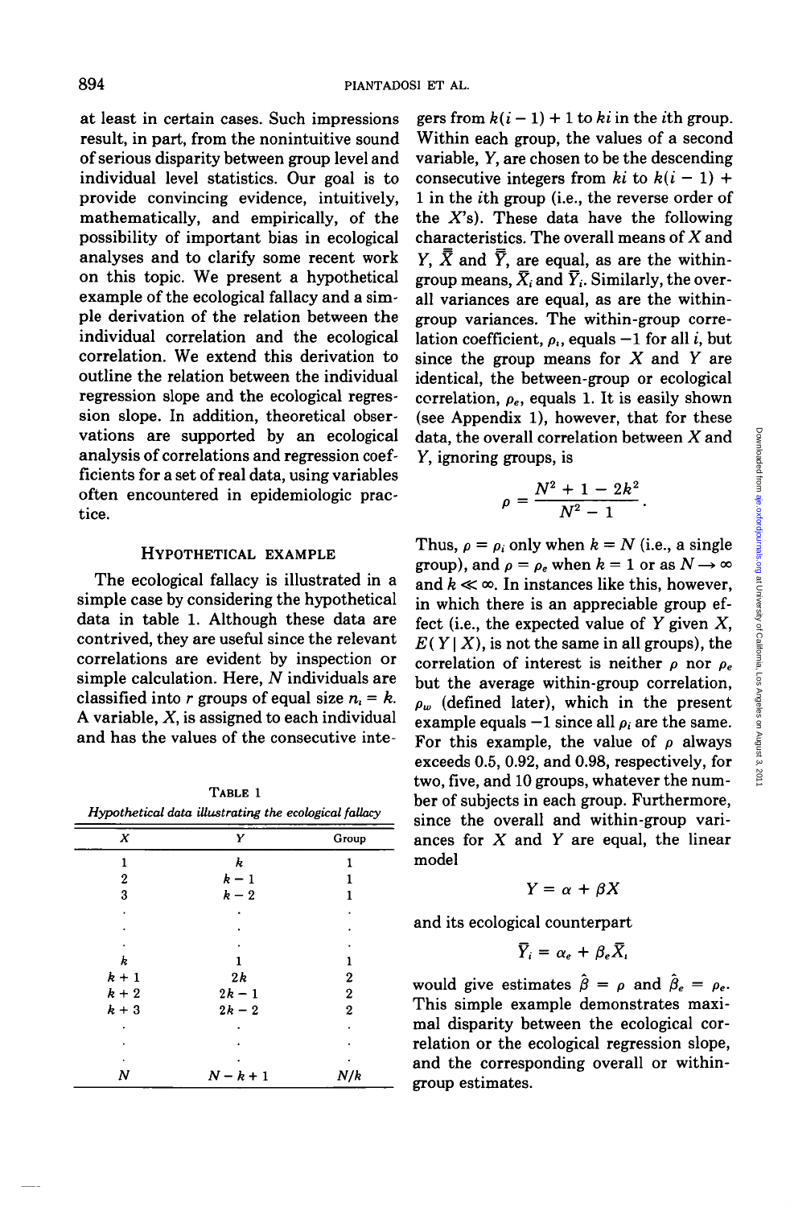at least in certain cases. Such impressions result, in part, from the nonintuitive sound of serious disparity between group level and individual level statistics. Our goal is to provide convincing evidence, intuitively, mathematically, and empirically, of the possibility of important bias in ecological analyses and to clarify some recent work on this topic. We present a hypothetical example of the ecological fallacy and a simple derivation of the relation between the individual correlation and the ecological correlation. We extend this derivation to outline the relation between the individual regression slope and the ecological regression slope. In addition, theoretical observations are supported by an ecological analysis of correlations and regression coefficients for a set of real data, using variables often encountered in epidemiologic practice.

## HYPOTHETICAL EXAMPLE

The ecological fallacy is illustrated in a simple case by considering the hypothetical data in table 1. Although these data are contrived, they are useful since the relevant correlations are evident by inspection or simple calculation. Here, $N$ individuals are classified into $r$ groups of equal size $n_i = k$. A variable, $X$, is assigned to each individual and has the values of the consecutive integers from $k(i-1)+1$ to $ki$ in the $i$th group. Within each group, the values of a second variable, $Y$, are chosen to be the descending consecutive integers from $ki$ to $k(i-1)+1$ in the $i$th group (i.e., the reverse order of the $X$'s). These data have the following characteristics. The overall means of $X$ and $Y$, $\bar{\bar{X}}$ and $\bar{\bar{Y}}$, are equal, as are the within-group means, $\bar{X}_i$ and $\bar{Y}_i$. Similarly, the overall variances are equal, as are the within-group variances. The within-group correlation coefficient, $\rho_i$, equals $-1$ for all $i$, but since the group means for $X$ and $Y$ are identical, the between-group or ecological correlation, $\rho_e$, equals 1. It is easily shown (see Appendix 1), however, that for these data, the overall correlation between $X$ and $Y$, ignoring groups, is

$$\rho = \frac{N^2 + 1 - 2k^2}{N^2 - 1}.$$

Thus, $\rho = \rho_i$ only when $k = N$ (i.e., a single group), and $\rho = \rho_e$ when $k = 1$ or as $N \to \infty$ and $k \ll \infty$. In instances like this, however, in which there is an appreciable group effect (i.e., the expected value of $Y$ given $X$, $E(Y \mid X)$, is not the same in all groups), the correlation of interest is neither $\rho$ nor $\rho_e$ but the average within-group correlation, $\rho_w$ (defined later), which in the present example equals $-1$ since all $\rho_i$ are the same. For this example, the value of $\rho$ always exceeds 0.5, 0.92, and 0.98, respectively, for two, five, and 10 groups, whatever the number of subjects in each group. Furthermore, since the overall and within-group variances for $X$ and $Y$ are equal, the linear model

$$Y = \alpha + \beta X$$

and its ecological counterpart

$$\bar{Y}_i = \alpha_e + \beta_e \bar{X}_i$$

would give estimates $\hat{\beta} = \rho$ and $\hat{\beta}_e = \rho_e$. This simple example demonstrates maximal disparity between the ecological correlation or the ecological regression slope, and the corresponding overall or within-group estimates.

TABLE 1

*Hypothetical data illustrating the ecological fallacy*

| $X$ | $Y$ | Group |
|---|---|---|
| 1 | $k$ | 1 |
| 2 | $k-1$ | 1 |
| 3 | $k-2$ | 1 |
| . | . | . |
| . | . | . |
| . | . | . |
| $k$ | 1 | 1 |
| $k+1$ | $2k$ | 2 |
| $k+2$ | $2k-1$ | 2 |
| $k+3$ | $2k-2$ | 2 |
| . | . | . |
| . | . | . |
| . | . | . |
| $N$ | $N-k+1$ | $N/k$ |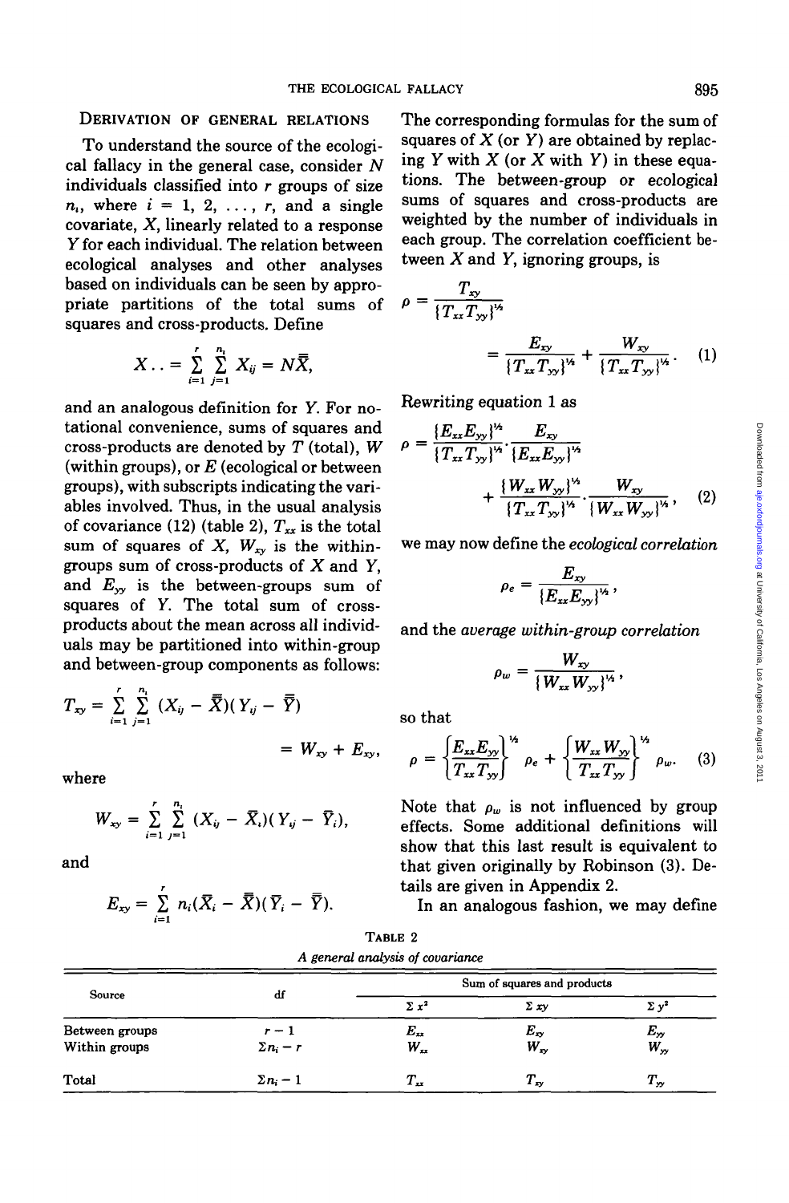### Derivation of general relations

To understand the source of the ecological fallacy in the general case, consider $N$ individuals classified into $r$ groups of size $n_i$, where $i = 1, 2, \ldots, r$, and a single covariate, $X$, linearly related to a response $Y$ for each individual. The relation between ecological analyses and other analyses based on individuals can be seen by appropriate partitions of the total sums of squares and cross-products. Define

$$X_{\cdot\cdot} = \sum_{i=1}^{r} \sum_{j=1}^{n_i} X_{ij} = N\bar{\bar{X}},$$

and an analogous definition for $Y$. For notational convenience, sums of squares and cross-products are denoted by $T$ (total), $W$ (within groups), or $E$ (ecological or between groups), with subscripts indicating the variables involved. Thus, in the usual analysis of covariance (12) (table 2), $T_{xx}$ is the total sum of squares of $X$, $W_{xy}$ is the within-groups sum of cross-products of $X$ and $Y$, and $E_{yy}$ is the between-groups sum of squares of $Y$. The total sum of cross-products about the mean across all individuals may be partitioned into within-group and between-group components as follows:

$$T_{xy} = \sum_{i=1}^{r} \sum_{j=1}^{n_i} (X_{ij} - \bar{\bar{X}})(Y_{ij} - \bar{\bar{Y}}) = W_{xy} + E_{xy},$$

where

$$W_{xy} = \sum_{i=1}^{r} \sum_{j=1}^{n_i} (X_{ij} - \bar{X}_i)(Y_{ij} - \bar{Y}_i),$$

and

$$E_{xy} = \sum_{i=1}^{r} n_i(\bar{X}_i - \bar{\bar{X}})(\bar{Y}_i - \bar{\bar{Y}}).$$

The corresponding formulas for the sum of squares of $X$ (or $Y$) are obtained by replacing $Y$ with $X$ (or $X$ with $Y$) in these equations. The between-group or ecological sums of squares and cross-products are weighted by the number of individuals in each group. The correlation coefficient between $X$ and $Y$, ignoring groups, is

$$\rho = \frac{T_{xy}}{\{T_{xx}T_{yy}\}^{1/2}} = \frac{E_{xy}}{\{T_{xx}T_{yy}\}^{1/2}} + \frac{W_{xy}}{\{T_{xx}T_{yy}\}^{1/2}}. \quad (1)$$

Rewriting equation 1 as

$$\rho = \frac{\{E_{xx}E_{yy}\}^{1/2}}{\{T_{xx}T_{yy}\}^{1/2}} \cdot \frac{E_{xy}}{\{E_{xx}E_{yy}\}^{1/2}} + \frac{\{W_{xx}W_{yy}\}^{1/2}}{\{T_{xx}T_{yy}\}^{1/2}} \cdot \frac{W_{xy}}{\{W_{xx}W_{yy}\}^{1/2}}, \quad (2)$$

we may now define the *ecological correlation*

$$\rho_e = \frac{E_{xy}}{\{E_{xx}E_{yy}\}^{1/2}},$$

and the *average within-group correlation*

$$\rho_w = \frac{W_{xy}}{\{W_{xx}W_{yy}\}^{1/2}},$$

so that

$$\rho = \left\{\frac{E_{xx}E_{yy}}{T_{xx}T_{yy}}\right\}^{1/2} \rho_e + \left\{\frac{W_{xx}W_{yy}}{T_{xx}T_{yy}}\right\}^{1/2} \rho_w. \quad (3)$$

Note that $\rho_w$ is not influenced by group effects. Some additional definitions will show that this last result is equivalent to that given originally by Robinson (3). Details are given in Appendix 2.

In an analogous fashion, we may define

TABLE 2

*A general analysis of covariance*

| Source | df | Sum of squares and products | | |
|---|---|---|---|---|
| | | $\Sigma x^2$ | $\Sigma xy$ | $\Sigma y^2$ |
| Between groups | $r - 1$ | $E_{xx}$ | $E_{xy}$ | $E_{yy}$ |
| Within groups | $\Sigma n_i - r$ | $W_{xx}$ | $W_{xy}$ | $W_{yy}$ |
| Total | $\Sigma n_i - 1$ | $T_{xx}$ | $T_{xy}$ | $T_{yy}$ |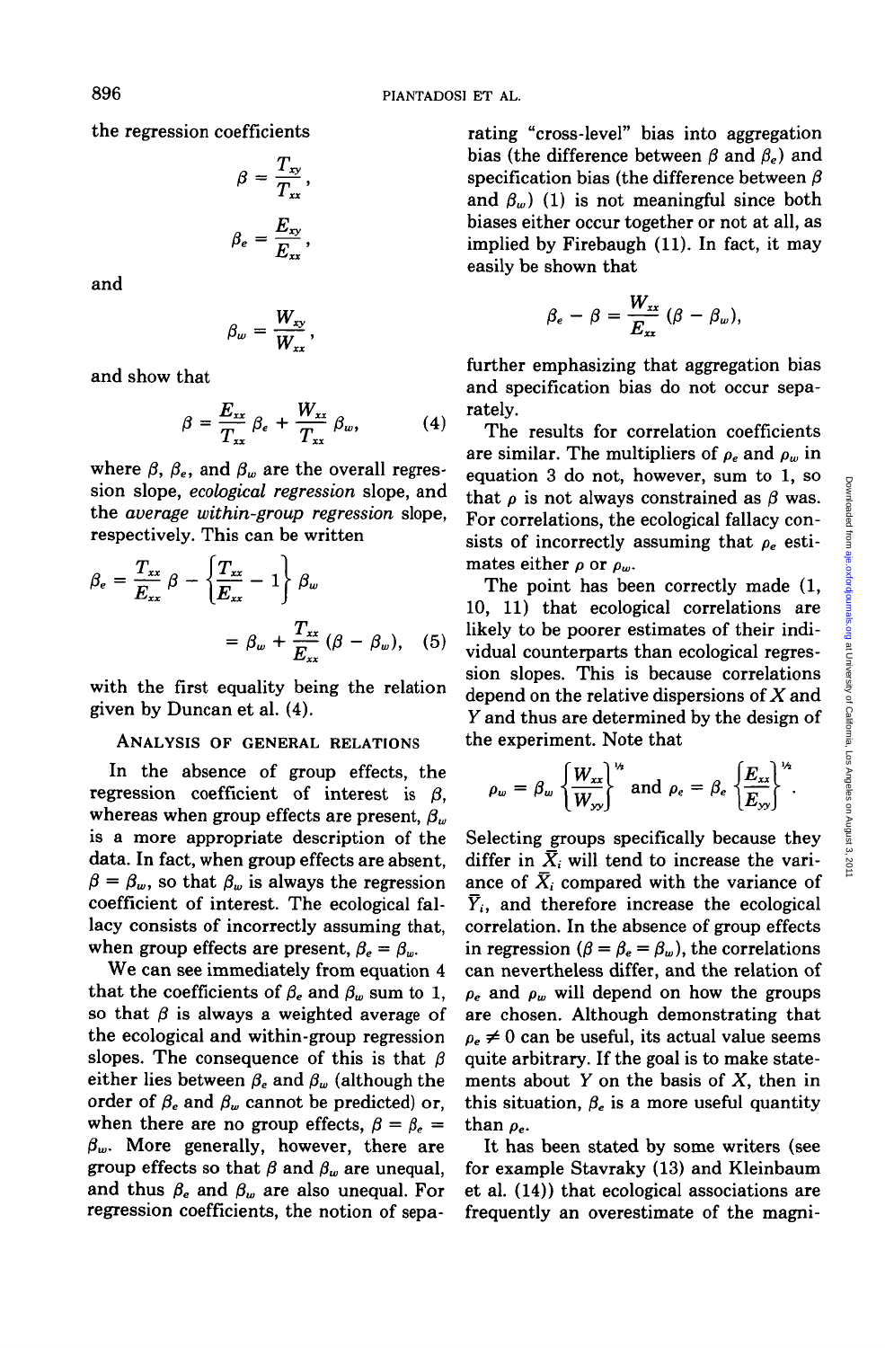the regression coefficients

$$\beta = \frac{T_{xy}}{T_{xx}},$$

$$\beta_e = \frac{E_{xy}}{E_{xx}},$$

and

$$\beta_w = \frac{W_{xy}}{W_{xx}},$$

and show that

$$\beta = \frac{E_{xx}}{T_{xx}} \beta_e + \frac{W_{xx}}{T_{xx}} \beta_w, \tag{4}$$

where $\beta$, $\beta_e$, and $\beta_w$ are the overall regression slope, *ecological regression* slope, and the *average within-group regression* slope, respectively. This can be written

$$\beta_e = \frac{T_{xx}}{E_{xx}} \beta - \left\{ \frac{T_{xx}}{E_{xx}} - 1 \right\} \beta_w$$

$$= \beta_w + \frac{T_{xx}}{E_{xx}} (\beta - \beta_w), \tag{5}$$

with the first equality being the relation given by Duncan et al. (4).

## ANALYSIS OF GENERAL RELATIONS

In the absence of group effects, the regression coefficient of interest is $\beta$, whereas when group effects are present, $\beta_w$ is a more appropriate description of the data. In fact, when group effects are absent, $\beta = \beta_w$, so that $\beta_w$ is always the regression coefficient of interest. The ecological fallacy consists of incorrectly assuming that, when group effects are present, $\beta_e = \beta_w$.

We can see immediately from equation 4 that the coefficients of $\beta_e$ and $\beta_w$ sum to 1, so that $\beta$ is always a weighted average of the ecological and within-group regression slopes. The consequence of this is that $\beta$ either lies between $\beta_e$ and $\beta_w$ (although the order of $\beta_e$ and $\beta_w$ cannot be predicted) or, when there are no group effects, $\beta = \beta_e = \beta_w$. More generally, however, there are group effects so that $\beta$ and $\beta_w$ are unequal, and thus $\beta_e$ and $\beta_w$ are also unequal. For regression coefficients, the notion of separating "cross-level" bias into aggregation bias (the difference between $\beta$ and $\beta_e$) and specification bias (the difference between $\beta$ and $\beta_w$) (1) is not meaningful since both biases either occur together or not at all, as implied by Firebaugh (11). In fact, it may easily be shown that

$$\beta_e - \beta = \frac{W_{xx}}{E_{xx}} (\beta - \beta_w),$$

further emphasizing that aggregation bias and specification bias do not occur separately.

The results for correlation coefficients are similar. The multipliers of $\rho_e$ and $\rho_w$ in equation 3 do not, however, sum to 1, so that $\rho$ is not always constrained as $\beta$ was. For correlations, the ecological fallacy consists of incorrectly assuming that $\rho_e$ estimates either $\rho$ or $\rho_w$.

The point has been correctly made (1, 10, 11) that ecological correlations are likely to be poorer estimates of their individual counterparts than ecological regression slopes. This is because correlations depend on the relative dispersions of $X$ and $Y$ and thus are determined by the design of the experiment. Note that

$$\rho_w = \beta_w \left\{ \frac{W_{xx}}{W_{yy}} \right\}^{1/2} \text{ and } \rho_e = \beta_e \left\{ \frac{E_{xx}}{E_{yy}} \right\}^{1/2}.$$

Selecting groups specifically because they differ in $\bar{X}_i$ will tend to increase the variance of $\bar{X}_i$ compared with the variance of $\bar{Y}_i$, and therefore increase the ecological correlation. In the absence of group effects in regression ($\beta = \beta_e = \beta_w$), the correlations can nevertheless differ, and the relation of $\rho_e$ and $\rho_w$ will depend on how the groups are chosen. Although demonstrating that $\rho_e \neq 0$ can be useful, its actual value seems quite arbitrary. If the goal is to make statements about $Y$ on the basis of $X$, then in this situation, $\beta_e$ is a more useful quantity than $\rho_e$.

It has been stated by some writers (see for example Stavraky (13) and Kleinbaum et al. (14)) that ecological associations are frequently an overestimate of the magni-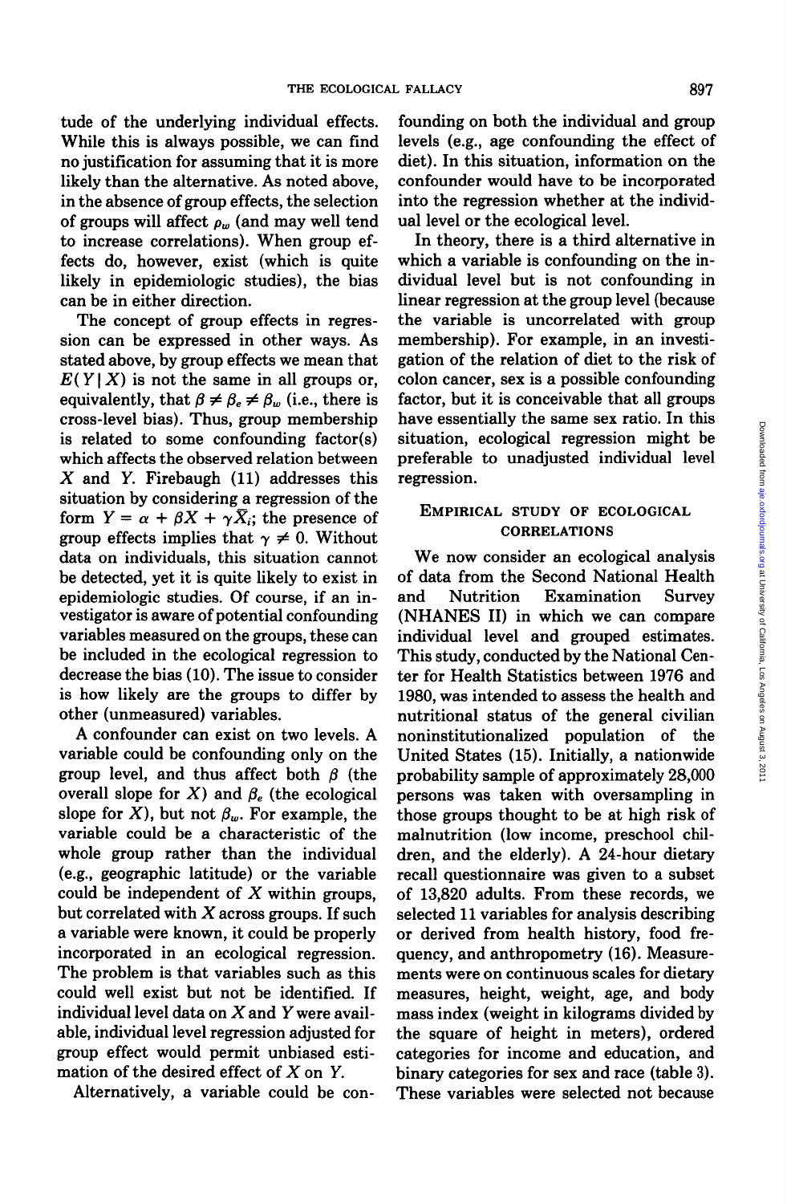tude of the underlying individual effects. While this is always possible, we can find no justification for assuming that it is more likely than the alternative. As noted above, in the absence of group effects, the selection of groups will affect $\rho_w$ (and may well tend to increase correlations). When group effects do, however, exist (which is quite likely in epidemiologic studies), the bias can be in either direction.

The concept of group effects in regression can be expressed in other ways. As stated above, by group effects we mean that $E(Y \mid X)$ is not the same in all groups or, equivalently, that $\beta \neq \beta_e \neq \beta_w$ (i.e., there is cross-level bias). Thus, group membership is related to some confounding factor(s) which affects the observed relation between $X$ and $Y$. Firebaugh (11) addresses this situation by considering a regression of the form $Y = \alpha + \beta X + \gamma \bar{X}_i$; the presence of group effects implies that $\gamma \neq 0$. Without data on individuals, this situation cannot be detected, yet it is quite likely to exist in epidemiologic studies. Of course, if an investigator is aware of potential confounding variables measured on the groups, these can be included in the ecological regression to decrease the bias (10). The issue to consider is how likely are the groups to differ by other (unmeasured) variables.

A confounder can exist on two levels. A variable could be confounding only on the group level, and thus affect both $\beta$ (the overall slope for $X$) and $\beta_e$ (the ecological slope for $X$), but not $\beta_w$. For example, the variable could be a characteristic of the whole group rather than the individual (e.g., geographic latitude) or the variable could be independent of $X$ within groups, but correlated with $X$ across groups. If such a variable were known, it could be properly incorporated in an ecological regression. The problem is that variables such as this could well exist but not be identified. If individual level data on $X$ and $Y$ were available, individual level regression adjusted for group effect would permit unbiased estimation of the desired effect of $X$ on $Y$.

Alternatively, a variable could be confounding on both the individual and group levels (e.g., age confounding the effect of diet). In this situation, information on the confounder would have to be incorporated into the regression whether at the individual level or the ecological level.

In theory, there is a third alternative in which a variable is confounding on the individual level but is not confounding in linear regression at the group level (because the variable is uncorrelated with group membership). For example, in an investigation of the relation of diet to the risk of colon cancer, sex is a possible confounding factor, but it is conceivable that all groups have essentially the same sex ratio. In this situation, ecological regression might be preferable to unadjusted individual level regression.

## EMPIRICAL STUDY OF ECOLOGICAL CORRELATIONS

We now consider an ecological analysis of data from the Second National Health and Nutrition Examination Survey (NHANES II) in which we can compare individual level and grouped estimates. This study, conducted by the National Center for Health Statistics between 1976 and 1980, was intended to assess the health and nutritional status of the general civilian noninstitutionalized population of the United States (15). Initially, a nationwide probability sample of approximately 28,000 persons was taken with oversampling in those groups thought to be at high risk of malnutrition (low income, preschool children, and the elderly). A 24-hour dietary recall questionnaire was given to a subset of 13,820 adults. From these records, we selected 11 variables for analysis describing or derived from health history, food frequency, and anthropometry (16). Measurements were on continuous scales for dietary measures, height, weight, age, and body mass index (weight in kilograms divided by the square of height in meters), ordered categories for income and education, and binary categories for sex and race (table 3). These variables were selected not because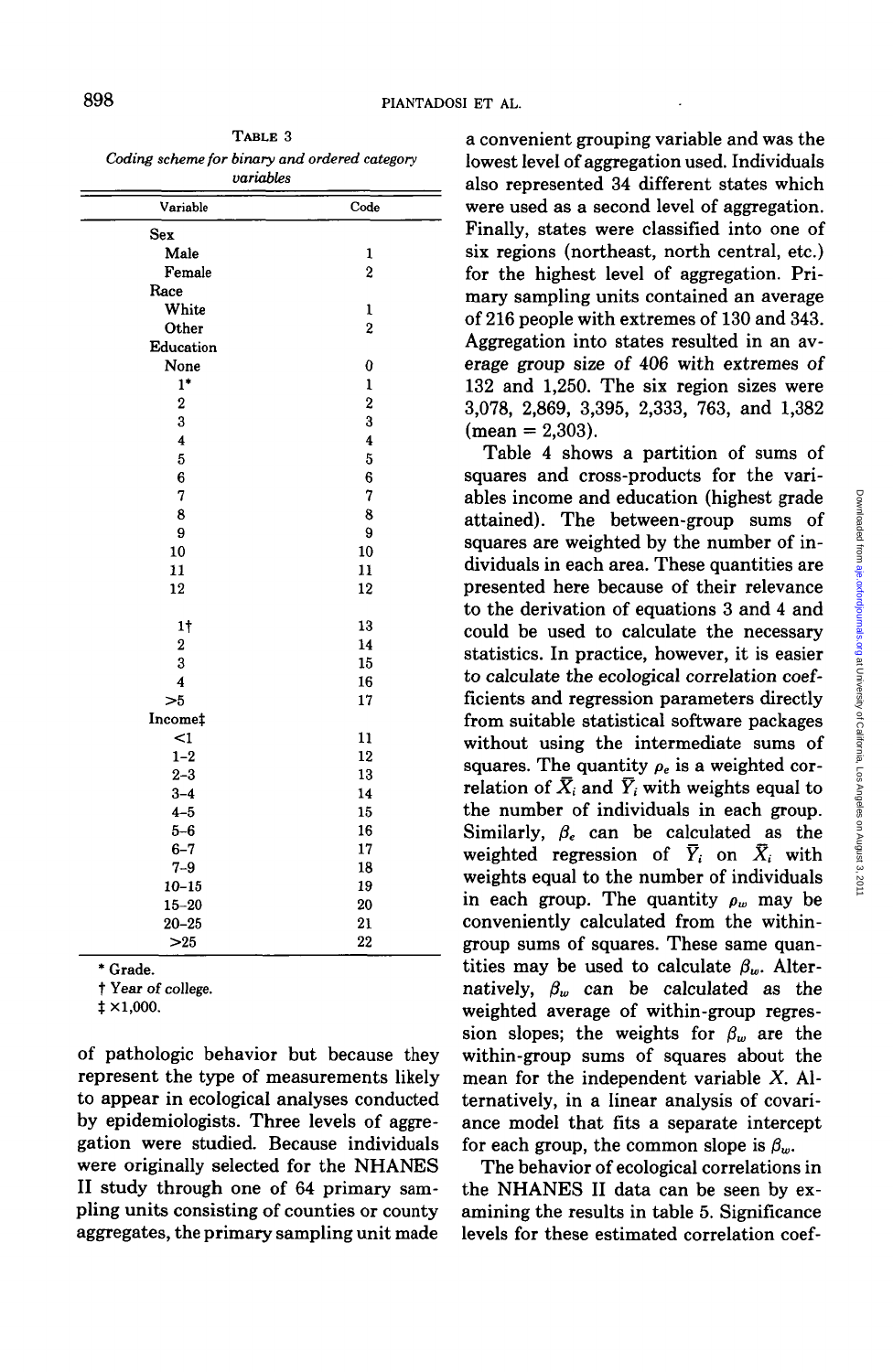**Table 3**
*Coding scheme for binary and ordered category variables*

| Variable | Code |
|---|---|
| Sex | |
| Male | 1 |
| Female | 2 |
| Race | |
| White | 1 |
| Other | 2 |
| Education | |
| None | 0 |
| 1* | 1 |
| 2 | 2 |
| 3 | 3 |
| 4 | 4 |
| 5 | 5 |
| 6 | 6 |
| 7 | 7 |
| 8 | 8 |
| 9 | 9 |
| 10 | 10 |
| 11 | 11 |
| 12 | 12 |
| 1† | 13 |
| 2 | 14 |
| 3 | 15 |
| 4 | 16 |
| >5 | 17 |
| Income‡ | |
| <1 | 11 |
| 1–2 | 12 |
| 2–3 | 13 |
| 3–4 | 14 |
| 4–5 | 15 |
| 5–6 | 16 |
| 6–7 | 17 |
| 7–9 | 18 |
| 10–15 | 19 |
| 15–20 | 20 |
| 20–25 | 21 |
| >25 | 22 |

\* Grade.
† Year of college.
‡ ×1,000.

of pathologic behavior but because they represent the type of measurements likely to appear in ecological analyses conducted by epidemiologists. Three levels of aggregation were studied. Because individuals were originally selected for the NHANES II study through one of 64 primary sampling units consisting of counties or county aggregates, the primary sampling unit made a convenient grouping variable and was the lowest level of aggregation used. Individuals also represented 34 different states which were used as a second level of aggregation. Finally, states were classified into one of six regions (northeast, north central, etc.) for the highest level of aggregation. Primary sampling units contained an average of 216 people with extremes of 130 and 343. Aggregation into states resulted in an average group size of 406 with extremes of 132 and 1,250. The six region sizes were 3,078, 2,869, 3,395, 2,333, 763, and 1,382 (mean = 2,303).

Table 4 shows a partition of sums of squares and cross-products for the variables income and education (highest grade attained). The between-group sums of squares are weighted by the number of individuals in each area. These quantities are presented here because of their relevance to the derivation of equations 3 and 4 and could be used to calculate the necessary statistics. In practice, however, it is easier to calculate the ecological correlation coefficients and regression parameters directly from suitable statistical software packages without using the intermediate sums of squares. The quantity $\rho_e$ is a weighted correlation of $\bar{X}_i$ and $\bar{Y}_i$ with weights equal to the number of individuals in each group. Similarly, $\beta_e$ can be calculated as the weighted regression of $\bar{Y}_i$ on $\bar{X}_i$ with weights equal to the number of individuals in each group. The quantity $\rho_w$ may be conveniently calculated from the within-group sums of squares. These same quantities may be used to calculate $\beta_w$. Alternatively, $\beta_w$ can be calculated as the weighted average of within-group regression slopes; the weights for $\beta_w$ are the within-group sums of squares about the mean for the independent variable $X$. Alternatively, in a linear analysis of covariance model that fits a separate intercept for each group, the common slope is $\beta_w$.

The behavior of ecological correlations in the NHANES II data can be seen by examining the results in table 5. Significance levels for these estimated correlation coef-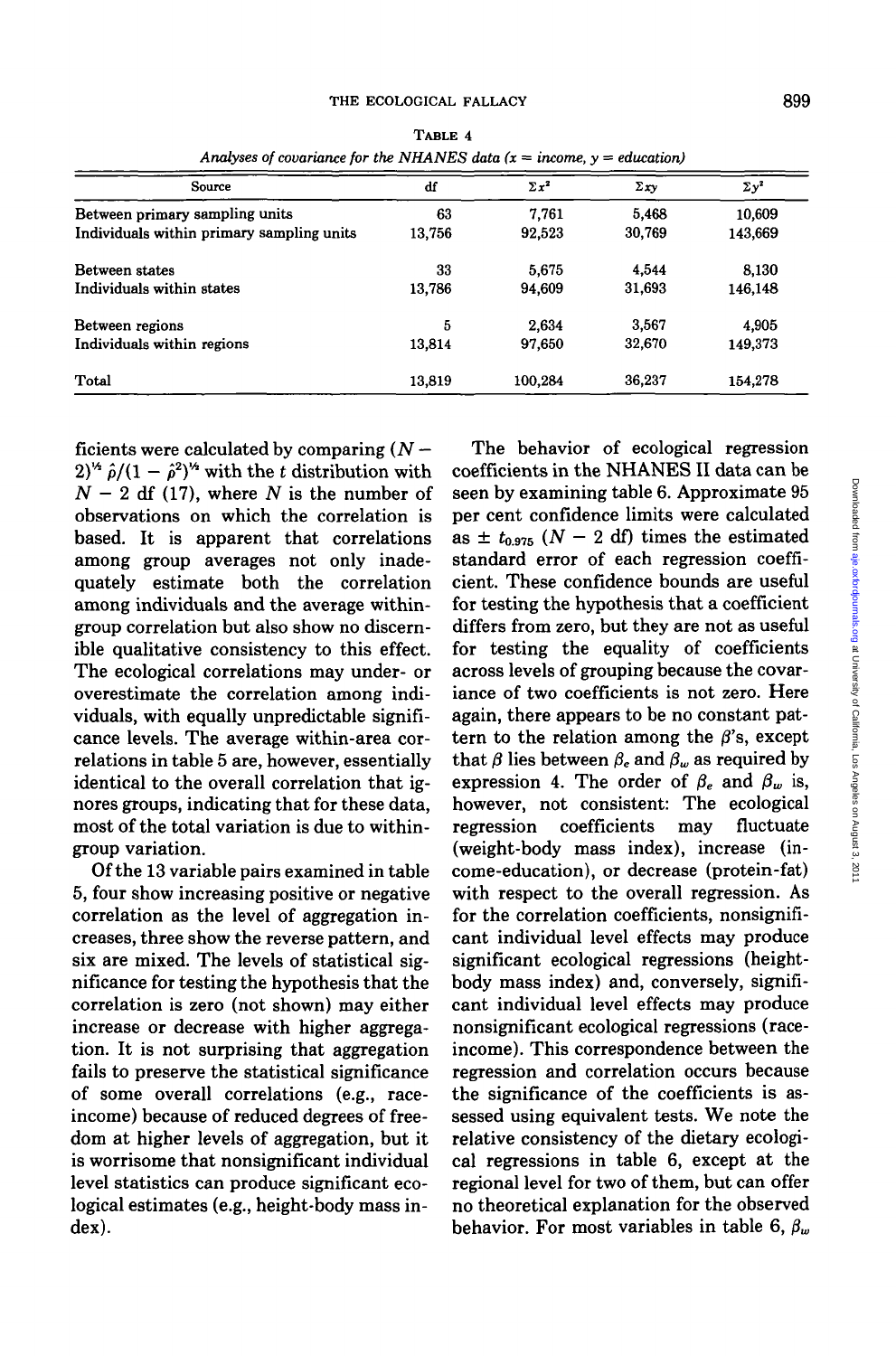TABLE 4

*Analyses of covariance for the NHANES data (x = income, y = education)*

| Source | df | $\Sigma x^2$ | $\Sigma xy$ | $\Sigma y^2$ |
|---|---|---|---|---|
| Between primary sampling units | 63 | 7,761 | 5,468 | 10,609 |
| Individuals within primary sampling units | 13,756 | 92,523 | 30,769 | 143,669 |
| Between states | 33 | 5,675 | 4,544 | 8,130 |
| Individuals within states | 13,786 | 94,609 | 31,693 | 146,148 |
| Between regions | 5 | 2,634 | 3,567 | 4,905 |
| Individuals within regions | 13,814 | 97,650 | 32,670 | 149,373 |
| Total | 13,819 | 100,284 | 36,237 | 154,278 |

ficients were calculated by comparing $(N-2)^{1/2}\hat{\rho}/(1-\hat{\rho}^2)^{1/2}$ with the $t$ distribution with $N-2$ df (17), where $N$ is the number of observations on which the correlation is based. It is apparent that correlations among group averages not only inadequately estimate both the correlation among individuals and the average within-group correlation but also show no discernible qualitative consistency to this effect. The ecological correlations may under- or overestimate the correlation among individuals, with equally unpredictable significance levels. The average within-area correlations in table 5 are, however, essentially identical to the overall correlation that ignores groups, indicating that for these data, most of the total variation is due to within-group variation.

Of the 13 variable pairs examined in table 5, four show increasing positive or negative correlation as the level of aggregation increases, three show the reverse pattern, and six are mixed. The levels of statistical significance for testing the hypothesis that the correlation is zero (not shown) may either increase or decrease with higher aggregation. It is not surprising that aggregation fails to preserve the statistical significance of some overall correlations (e.g., race-income) because of reduced degrees of freedom at higher levels of aggregation, but it is worrisome that nonsignificant individual level statistics can produce significant ecological estimates (e.g., height-body mass index).

The behavior of ecological regression coefficients in the NHANES II data can be seen by examining table 6. Approximate 95 per cent confidence limits were calculated as $\pm\ t_{0.975}$ ($N-2$ df) times the estimated standard error of each regression coefficient. These confidence bounds are useful for testing the hypothesis that a coefficient differs from zero, but they are not as useful for testing the equality of coefficients across levels of grouping because the covariance of two coefficients is not zero. Here again, there appears to be no constant pattern to the relation among the $\beta$'s, except that $\beta$ lies between $\beta_e$ and $\beta_w$ as required by expression 4. The order of $\beta_e$ and $\beta_w$ is, however, not consistent: The ecological regression coefficients may fluctuate (weight-body mass index), increase (income-education), or decrease (protein-fat) with respect to the overall regression. As for the correlation coefficients, nonsignificant individual level effects may produce significant ecological regressions (height-body mass index) and, conversely, significant individual level effects may produce nonsignificant ecological regressions (race-income). This correspondence between the regression and correlation occurs because the significance of the coefficients is assessed using equivalent tests. We note the relative consistency of the dietary ecological regressions in table 6, except at the regional level for two of them, but can offer no theoretical explanation for the observed behavior. For most variables in table 6, $\beta_w$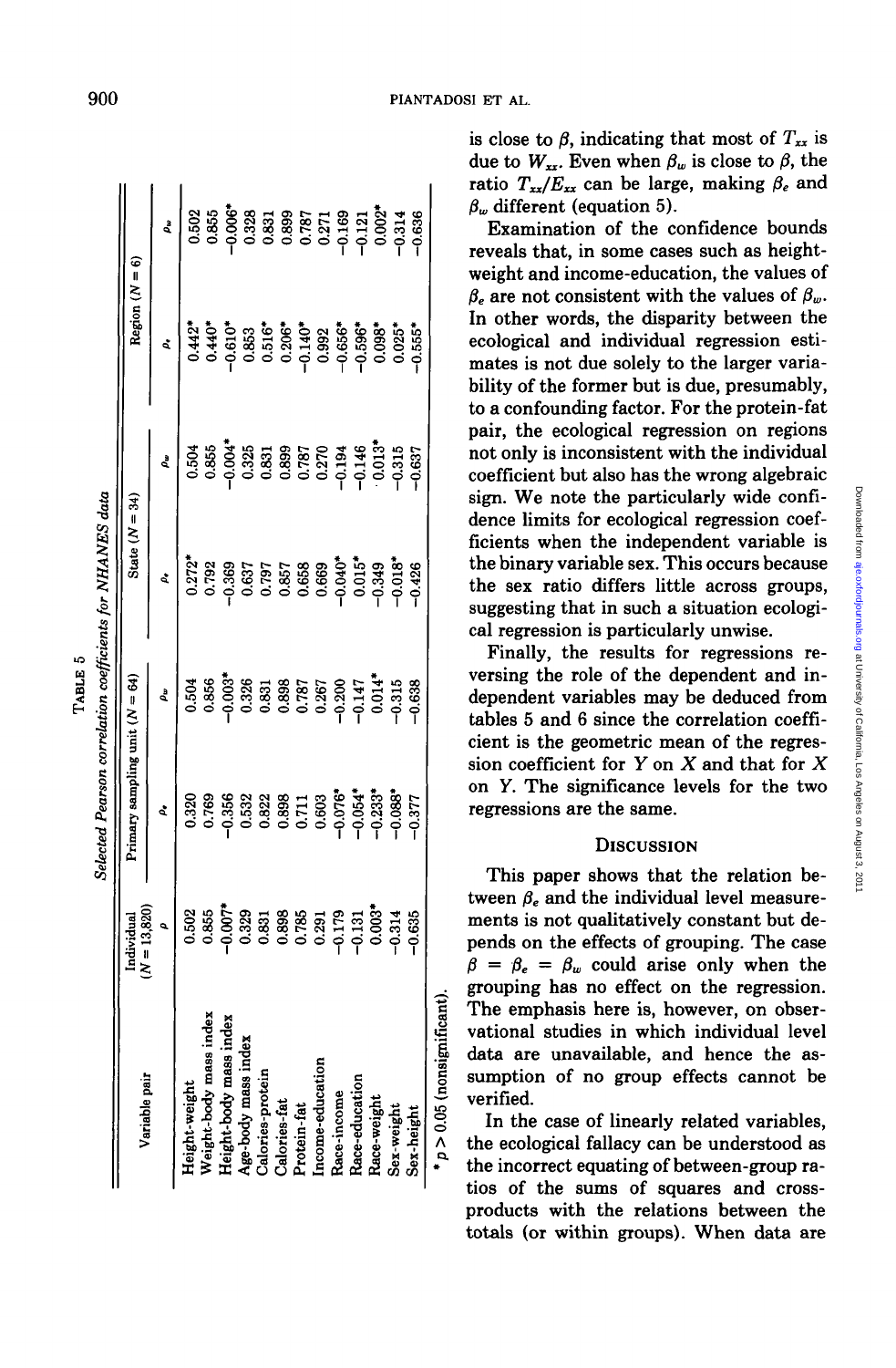TABLE 5

*Selected Pearson correlation coefficients for NHANES data*

| Variable pair | Individual ($N$ = 13,820) | Primary sampling unit ($N$ = 64) | | State ($N$ = 34) | | Region ($N$ = 6) | |
|---|---|---|---|---|---|---|---|
| | $\rho$ | $\rho_e$ | $\rho_w$ | $\rho_e$ | $\rho_w$ | $\rho_e$ | $\rho_w$ |
| Height-weight | 0.502 | 0.320 | 0.504 | 0.272* | 0.504 | 0.442* | 0.502 |
| Weight-body mass index | 0.855 | 0.769 | 0.856 | 0.792 | 0.855 | 0.440* | 0.855 |
| Height-body mass index | −0.007* | −0.356 | −0.003* | −0.369 | −0.004* | −0.610* | −0.006* |
| Age-body mass index | 0.329 | 0.532 | 0.326 | 0.637 | 0.325 | 0.853 | 0.328 |
| Calories-protein | 0.831 | 0.822 | 0.831 | 0.797 | 0.831 | 0.516* | 0.831 |
| Calories-fat | 0.898 | 0.898 | 0.898 | 0.857 | 0.899 | 0.206* | 0.899 |
| Protein-fat | 0.785 | 0.711 | 0.787 | 0.658 | 0.787 | −0.140* | 0.787 |
| Income-education | 0.291 | 0.603 | 0.267 | 0.669 | 0.270 | 0.992 | 0.271 |
| Race-income | −0.179 | −0.076* | −0.200 | −0.040* | −0.194 | −0.656* | −0.169 |
| Race-education | −0.131 | −0.054* | −0.147 | 0.015* | −0.146 | −0.596* | −0.121 |
| Race-weight | 0.003* | −0.233* | 0.014* | −0.349 | 0.013* | 0.098* | 0.002* |
| Sex-weight | −0.314 | −0.088* | −0.315 | −0.018* | −0.315 | 0.025* | −0.314 |
| Sex-height | −0.635 | −0.377 | −0.638 | −0.426 | −0.637 | −0.555* | −0.636 |

\* $p > 0.05$ (nonsignificant).

is close to $\beta$, indicating that most of $T_{xx}$ is due to $W_{xx}$. Even when $\beta_w$ is close to $\beta$, the ratio $T_{xx}/E_{xx}$ can be large, making $\beta_e$ and $\beta_w$ different (equation 5).

Examination of the confidence bounds reveals that, in some cases such as height-weight and income-education, the values of $\beta_e$ are not consistent with the values of $\beta_w$. In other words, the disparity between the ecological and individual regression estimates is not due solely to the larger variability of the former but is due, presumably, to a confounding factor. For the protein-fat pair, the ecological regression on regions not only is inconsistent with the individual coefficient but also has the wrong algebraic sign. We note the particularly wide confidence limits for ecological regression coefficients when the independent variable is the binary variable sex. This occurs because the sex ratio differs little across groups, suggesting that in such a situation ecological regression is particularly unwise.

Finally, the results for regressions reversing the role of the dependent and independent variables may be deduced from tables 5 and 6 since the correlation coefficient is the geometric mean of the regression coefficient for $Y$ on $X$ and that for $X$ on $Y$. The significance levels for the two regressions are the same.

## DISCUSSION

This paper shows that the relation between $\beta_e$ and the individual level measurements is not qualitatively constant but depends on the effects of grouping. The case $\beta = \beta_e = \beta_w$ could arise only when the grouping has no effect on the regression. The emphasis here is, however, on observational studies in which individual level data are unavailable, and hence the assumption of no group effects cannot be verified.

In the case of linearly related variables, the ecological fallacy can be understood as the incorrect equating of between-group ratios of the sums of squares and cross-products with the relations between the totals (or within groups). When data are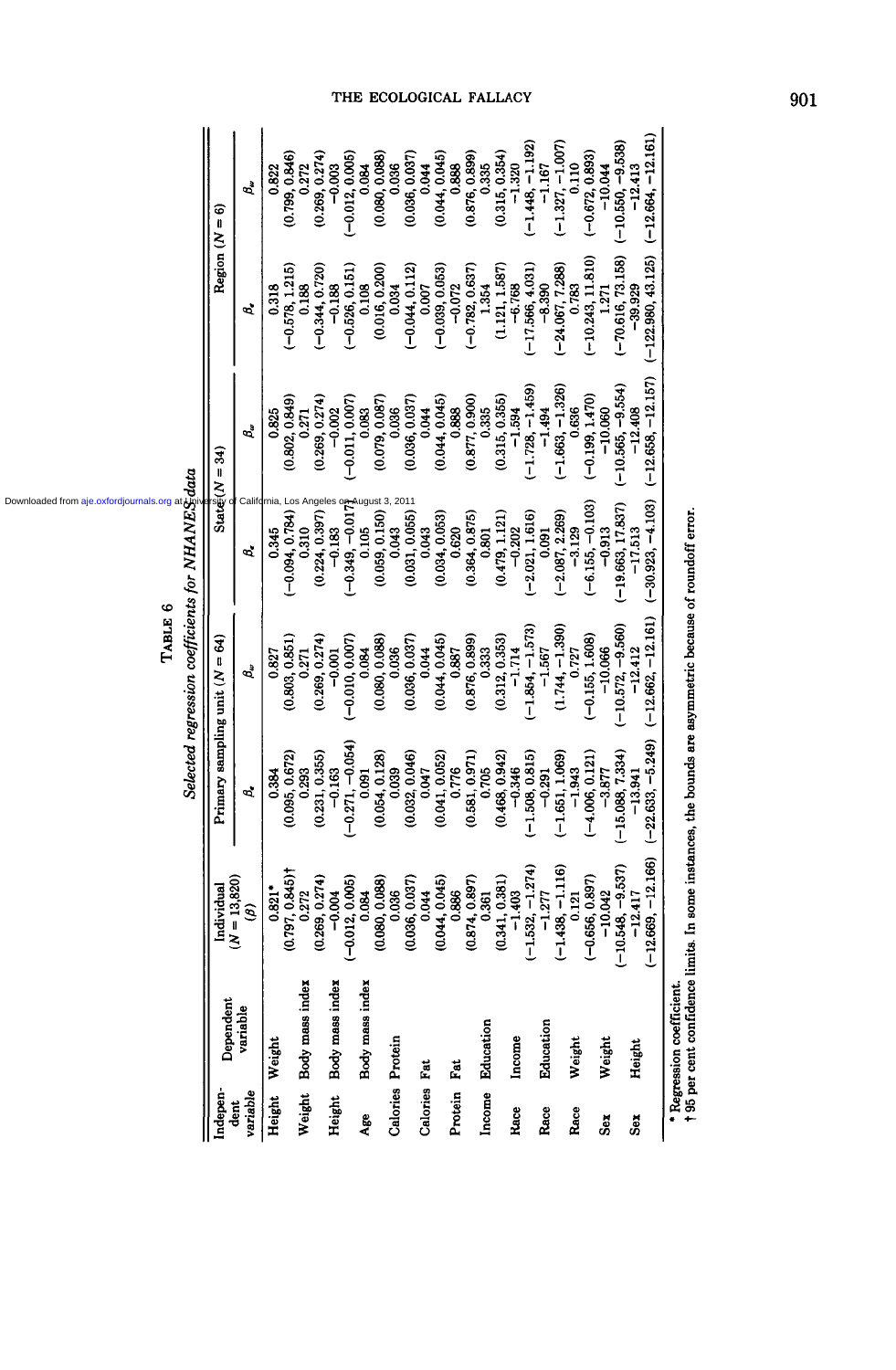TABLE 6

*Selected regression coefficients for NHANES data*

| Independent variable | Dependent variable | Individual ($N$ = 13,820) ($\beta$) | Primary sampling unit ($N$ = 64) $\beta_e$ | Primary sampling unit ($N$ = 64) $\beta_w$ | State ($N$ = 34) $\beta_e$ | State ($N$ = 34) $\beta_w$ | Region ($N$ = 6) $\beta_e$ | Region ($N$ = 6) $\beta_w$ |
|---|---|---|---|---|---|---|---|---|
| Height | Weight | 0.821* (0.797, 0.845)† | 0.384 (0.095, 0.672) | 0.827 (0.803, 0.851) | 0.345 (−0.094, 0.784) | 0.825 (0.802, 0.849) | 0.318 (−0.578, 1.215) | 0.822 (0.799, 0.846) |
| Weight | Body mass index | 0.272 (0.269, 0.274) | 0.293 (0.231, 0.355) | 0.271 (0.269, 0.274) | 0.310 (0.224, 0.397) | 0.271 (0.269, 0.274) | 0.188 (−0.344, 0.720) | 0.272 (0.269, 0.274) |
| Height | Body mass index | −0.004 (−0.012, 0.005) | −0.163 (−0.271, −0.054) | −0.001 (−0.010, 0.007) | −0.183 (−0.349, −0.017) | −0.002 (−0.011, 0.007) | −0.188 (−0.526, 0.151) | −0.003 (−0.012, 0.005) |
| Age | Body mass index | 0.084 (0.080, 0.088) | 0.091 (0.054, 0.128) | 0.084 (0.080, 0.088) | 0.105 (0.059, 0.150) | 0.083 (0.079, 0.087) | 0.108 (0.016, 0.200) | 0.084 (0.080, 0.088) |
| Calories | Protein | 0.036 (0.036, 0.037) | 0.039 (0.032, 0.046) | 0.036 (0.036, 0.037) | 0.043 (0.031, 0.055) | 0.036 (0.036, 0.037) | 0.034 (−0.044, 0.112) | 0.036 (0.036, 0.037) |
| Calories | Fat | 0.044 (0.044, 0.045) | 0.047 (0.041, 0.052) | 0.044 (0.044, 0.045) | 0.043 (0.034, 0.053) | 0.044 (0.044, 0.045) | 0.007 (−0.039, 0.053) | 0.044 (0.044, 0.045) |
| Protein | Fat | 0.886 (0.874, 0.897) | 0.776 (0.581, 0.971) | 0.887 (0.876, 0.899) | 0.620 (0.364, 0.875) | 0.888 (0.877, 0.900) | −0.072 (−0.782, 0.637) | 0.888 (0.876, 0.899) |
| Income | Education | 0.361 (0.341, 0.381) | 0.705 (0.468, 0.942) | 0.333 (0.312, 0.353) | 0.801 (0.479, 1.121) | 0.335 (0.315, 0.355) | 1.354 (1.121, 1.587) | 0.335 (0.315, 0.354) |
| Race | Income | −1.403 (−1.532, −1.274) | −0.346 (−1.508, 0.815) | −1.714 (−1.854, −1.573) | −0.202 (−2.021, 1.616) | −1.594 (−1.728, −1.459) | −6.768 (−17.566, 4.031) | −1.320 (−1.448, −1.192) |
| Race | Education | −1.277 (−1.438, −1.116) | −0.291 (−1.651, 1.069) | −1.567 (1.744, −1.390) | 0.091 (−2.087, 2.269) | −1.494 (−1.663, −1.326) | −8.390 (−24.067, 7.288) | −1.167 (−1.327, −1.007) |
| Race | Weight | 0.121 (−0.656, 0.897) | −1.943 (−4.006, 0.121) | 0.727 (−0.155, 1.608) | −3.129 (−6.155, −0.103) | 0.636 (−0.199, 1.470) | 0.783 (−10.243, 11.810) | 0.110 (−0.672, 0.893) |
| Sex | Weight | −10.042 (−10.548, −9.537) | −3.877 (−15.088, 7.334) | −10.066 (−10.572, −9.560) | −0.913 (−19.663, 17.837) | −10.060 (−10.565, −9.554) | 1.271 (−70.616, 73.158) | −10.044 (−10.550, −9.538) |
| Sex | Height | −12.417 (−12.669, −12.166) | −13.941 (−22.633, −5.249) | −12.412 (−12.662, −12.161) | −17.513 (−30.923, −4.103) | −12.408 (−12.658, −12.157) | −39.929 (−122.980, 43.125) | −12.413 (−12.664, −12.161) |

\* Regression coefficient.

† 95 per cent confidence limits. In some instances, the bounds are asymmetric because of roundoff error.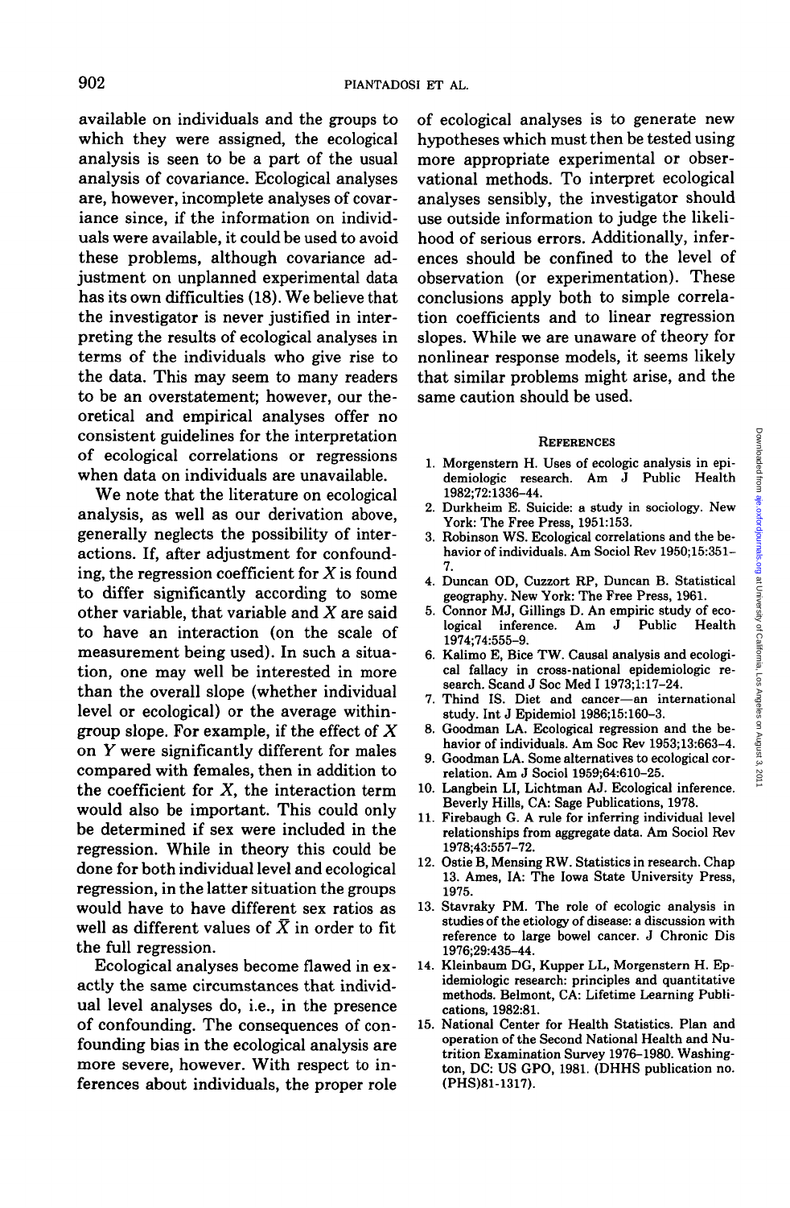available on individuals and the groups to which they were assigned, the ecological analysis is seen to be a part of the usual analysis of covariance. Ecological analyses are, however, incomplete analyses of covariance since, if the information on individuals were available, it could be used to avoid these problems, although covariance adjustment on unplanned experimental data has its own difficulties (18). We believe that the investigator is never justified in interpreting the results of ecological analyses in terms of the individuals who give rise to the data. This may seem to many readers to be an overstatement; however, our theoretical and empirical analyses offer no consistent guidelines for the interpretation of ecological correlations or regressions when data on individuals are unavailable.

We note that the literature on ecological analysis, as well as our derivation above, generally neglects the possibility of interactions. If, after adjustment for confounding, the regression coefficient for $X$ is found to differ significantly according to some other variable, that variable and $X$ are said to have an interaction (on the scale of measurement being used). In such a situation, one may well be interested in more than the overall slope (whether individual level or ecological) or the average within-group slope. For example, if the effect of $X$ on $Y$ were significantly different for males compared with females, then in addition to the coefficient for $X$, the interaction term would also be important. This could only be determined if sex were included in the regression. While in theory this could be done for both individual level and ecological regression, in the latter situation the groups would have to have different sex ratios as well as different values of $\bar{X}$ in order to fit the full regression.

Ecological analyses become flawed in exactly the same circumstances that individual level analyses do, i.e., in the presence of confounding. The consequences of confounding bias in the ecological analysis are more severe, however. With respect to inferences about individuals, the proper role of ecological analyses is to generate new hypotheses which must then be tested using more appropriate experimental or observational methods. To interpret ecological analyses sensibly, the investigator should use outside information to judge the likelihood of serious errors. Additionally, inferences should be confined to the level of observation (or experimentation). These conclusions apply both to simple correlation coefficients and to linear regression slopes. While we are unaware of theory for nonlinear response models, it seems likely that similar problems might arise, and the same caution should be used.

## References

1. Morgenstern H. Uses of ecologic analysis in epidemiologic research. Am J Public Health 1982;72:1336–44.
2. Durkheim E. Suicide: a study in sociology. New York: The Free Press, 1951:153.
3. Robinson WS. Ecological correlations and the behavior of individuals. Am Sociol Rev 1950;15:351–7.
4. Duncan OD, Cuzzort RP, Duncan B. Statistical geography. New York: The Free Press, 1961.
5. Connor MJ, Gillings D. An empiric study of ecological inference. Am J Public Health 1974;74:555–9.
6. Kalimo E, Bice TW. Causal analysis and ecological fallacy in cross-national epidemiologic research. Scand J Soc Med I 1973;1:17–24.
7. Thind IS. Diet and cancer—an international study. Int J Epidemiol 1986;15:160–3.
8. Goodman LA. Ecological regression and the behavior of individuals. Am Soc Rev 1953;13:663–4.
9. Goodman LA. Some alternatives to ecological correlation. Am J Sociol 1959;64:610–25.
10. Langbein LI, Lichtman AJ. Ecological inference. Beverly Hills, CA: Sage Publications, 1978.
11. Firebaugh G. A rule for inferring individual level relationships from aggregate data. Am Sociol Rev 1978;43:557–72.
12. Ostie B, Mensing RW. Statistics in research. Chap 13. Ames, IA: The Iowa State University Press, 1975.
13. Stavraky PM. The role of ecologic analysis in studies of the etiology of disease: a discussion with reference to large bowel cancer. J Chronic Dis 1976;29:435–44.
14. Kleinbaum DG, Kupper LL, Morgenstern H. Epidemiologic research: principles and quantitative methods. Belmont, CA: Lifetime Learning Publications, 1982:81.
15. National Center for Health Statistics. Plan and operation of the Second National Health and Nutrition Examination Survey 1976–1980. Washington, DC: US GPO, 1981. (DHHS publication no. (PHS)81-1317).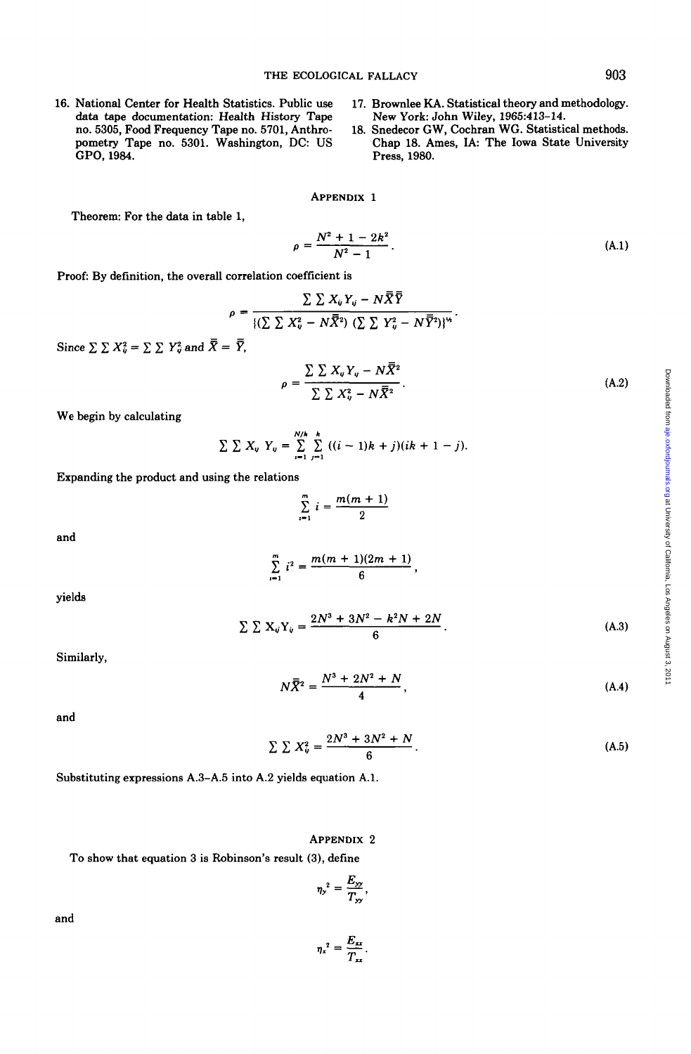16. National Center for Health Statistics. Public use data tape documentation: Health History Tape no. 5305, Food Frequency Tape no. 5701, Anthropometry Tape no. 5301. Washington, DC: US GPO, 1984.
17. Brownlee KA. Statistical theory and methodology. New York: John Wiley, 1965:413–14.
18. Snedecor GW, Cochran WG. Statistical methods. Chap 18. Ames, IA: The Iowa State University Press, 1980.

## Appendix 1

Theorem: For the data in table 1,

$$\rho = \frac{N^2 + 1 - 2k^2}{N^2 - 1}. \tag{A.1}$$

Proof: By definition, the overall correlation coefficient is

$$\rho = \frac{\sum \sum X_{ij} Y_{ij} - N\bar{\bar{X}}\bar{\bar{Y}}}{\{(\sum \sum X_{ij}^2 - N\bar{\bar{X}}^2)\,(\sum \sum Y_{ij}^2 - N\bar{\bar{Y}}^2)\}^{1/2}}.$$

Since $\sum \sum X_{ij}^2 = \sum \sum Y_{ij}^2$ and $\bar{\bar{X}} = \bar{\bar{Y}}$,

$$\rho = \frac{\sum \sum X_{ij} Y_{ij} - N\bar{\bar{X}}^2}{\sum \sum X_{ij}^2 - N\bar{\bar{X}}^2}. \tag{A.2}$$

We begin by calculating

$$\sum \sum X_{ij}\, Y_{ij} = \sum_{i=1}^{N/k} \sum_{j=1}^{k} ((i-1)k + j)(ik + 1 - j).$$

Expanding the product and using the relations

$$\sum_{i=1}^{m} i = \frac{m(m+1)}{2}$$

and

$$\sum_{i=1}^{m} i^2 = \frac{m(m+1)(2m+1)}{6},$$

yields

$$\sum \sum X_{ij} Y_{ij} = \frac{2N^3 + 3N^2 - k^2 N + 2N}{6}. \tag{A.3}$$

Similarly,

$$N\bar{\bar{X}}^2 = \frac{N^3 + 2N^2 + N}{4}, \tag{A.4}$$

and

$$\sum \sum X_{ij}^2 = \frac{2N^3 + 3N^2 + N}{6}. \tag{A.5}$$

Substituting expressions A.3–A.5 into A.2 yields equation A.1.

## Appendix 2

To show that equation 3 is Robinson's result (3), define

$$\eta_y^2 = \frac{E_{yy}}{T_{yy}},$$

and

$$\eta_x^2 = \frac{E_{xx}}{T_{xx}}.$$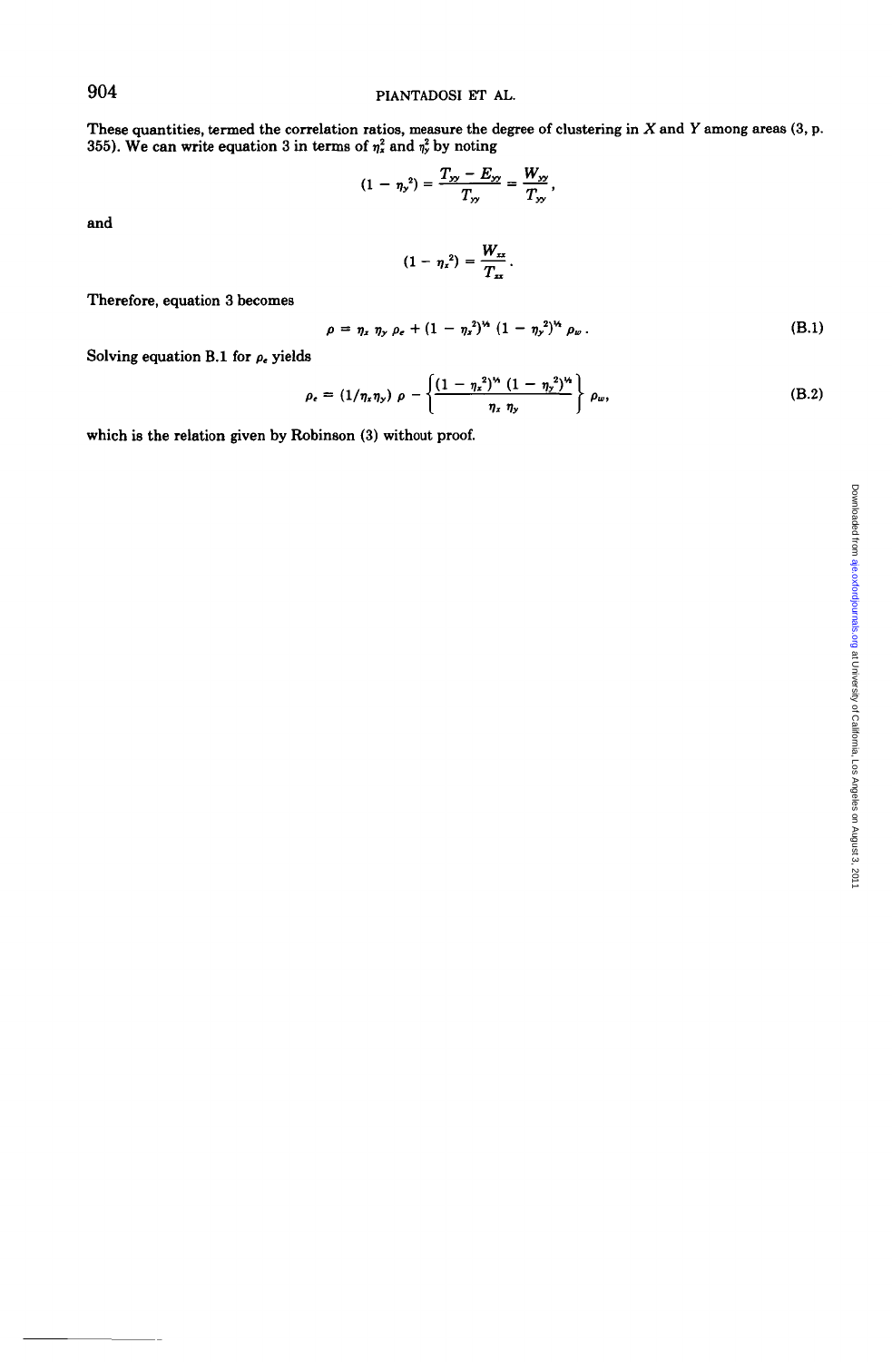These quantities, termed the correlation ratios, measure the degree of clustering in $X$ and $Y$ among areas (3, p. 355). We can write equation 3 in terms of $\eta_x^2$ and $\eta_y^2$ by noting

$$(1 - \eta_y^2) = \frac{T_{yy} - E_{yy}}{T_{yy}} = \frac{W_{yy}}{T_{yy}},$$

and

$$(1 - \eta_x^2) = \frac{W_{xx}}{T_{xx}}.$$

Therefore, equation 3 becomes

$$\rho = \eta_x \, \eta_y \, \rho_e + (1 - \eta_x^2)^{1/2} \, (1 - \eta_y^2)^{1/2} \, \rho_w \,. \tag{B.1}$$

Solving equation B.1 for $\rho_e$ yields

$$\rho_e = (1/\eta_x \eta_y) \, \rho - \left\{ \frac{(1 - \eta_x^2)^{1/2} \, (1 - \eta_y^2)^{1/2}}{\eta_x \, \eta_y} \right\} \rho_w, \tag{B.2}$$

which is the relation given by Robinson (3) without proof.